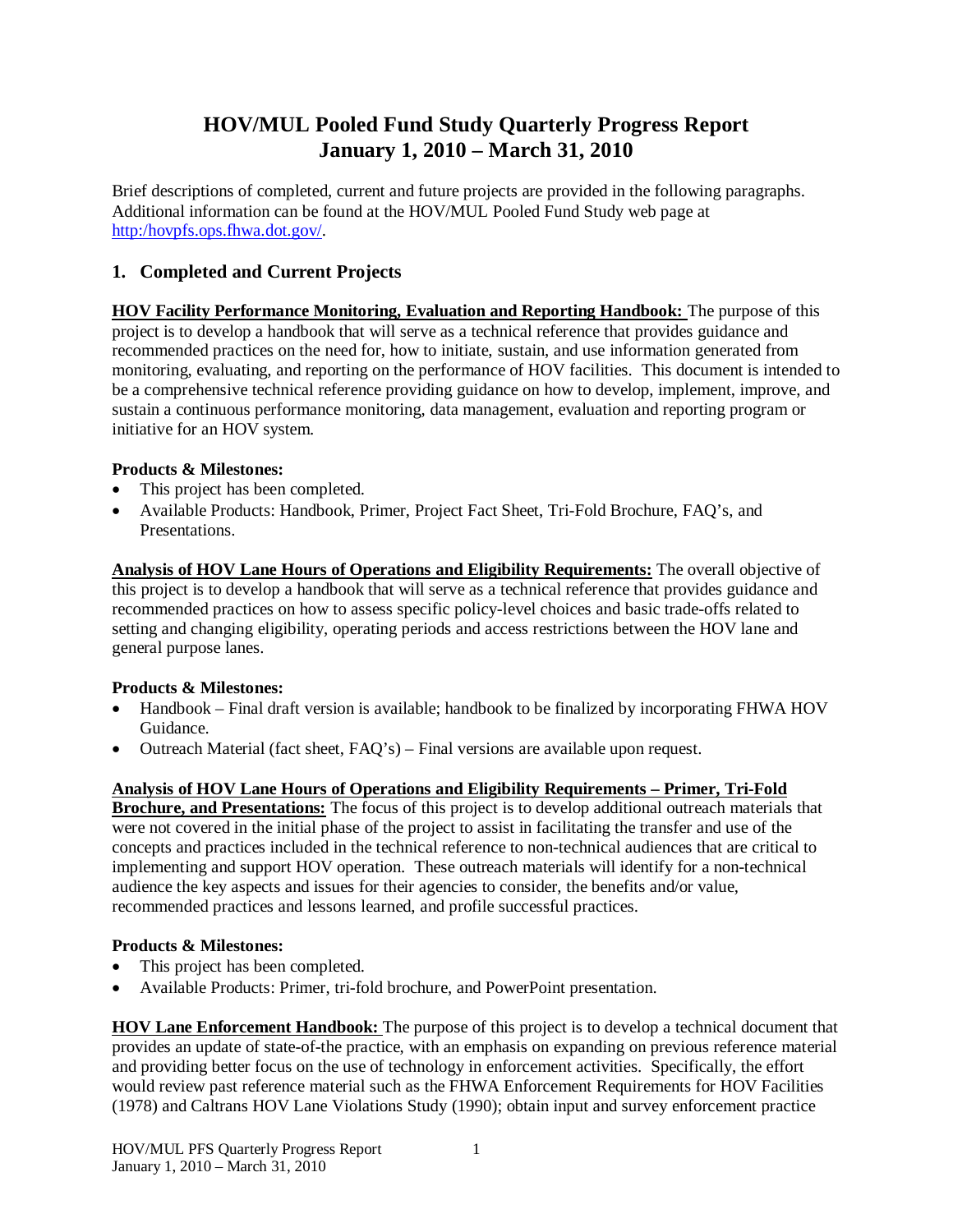# HOV/MUL Pooled Fund Study Quarterly Progress Report
# January 1, 2010 – March 31, 2010

Brief descriptions of completed, current and future projects are provided in the following paragraphs. Additional information can be found at the HOV/MUL Pooled Fund Study web page at http:/hovpfs.ops.fhwa.dot.gov/.

## 1. Completed and Current Projects

**HOV Facility Performance Monitoring, Evaluation and Reporting Handbook:** The purpose of this project is to develop a handbook that will serve as a technical reference that provides guidance and recommended practices on the need for, how to initiate, sustain, and use information generated from monitoring, evaluating, and reporting on the performance of HOV facilities. This document is intended to be a comprehensive technical reference providing guidance on how to develop, implement, improve, and sustain a continuous performance monitoring, data management, evaluation and reporting program or initiative for an HOV system.

**Products & Milestones:**

- This project has been completed.
- Available Products: Handbook, Primer, Project Fact Sheet, Tri-Fold Brochure, FAQ's, and Presentations.

**Analysis of HOV Lane Hours of Operations and Eligibility Requirements:** The overall objective of this project is to develop a handbook that will serve as a technical reference that provides guidance and recommended practices on how to assess specific policy-level choices and basic trade-offs related to setting and changing eligibility, operating periods and access restrictions between the HOV lane and general purpose lanes.

**Products & Milestones:**

- Handbook – Final draft version is available; handbook to be finalized by incorporating FHWA HOV Guidance.
- Outreach Material (fact sheet, FAQ's) – Final versions are available upon request.

**Analysis of HOV Lane Hours of Operations and Eligibility Requirements – Primer, Tri-Fold Brochure, and Presentations:** The focus of this project is to develop additional outreach materials that were not covered in the initial phase of the project to assist in facilitating the transfer and use of the concepts and practices included in the technical reference to non-technical audiences that are critical to implementing and support HOV operation. These outreach materials will identify for a non-technical audience the key aspects and issues for their agencies to consider, the benefits and/or value, recommended practices and lessons learned, and profile successful practices.

**Products & Milestones:**

- This project has been completed.
- Available Products: Primer, tri-fold brochure, and PowerPoint presentation.

**HOV Lane Enforcement Handbook:** The purpose of this project is to develop a technical document that provides an update of state-of-the practice, with an emphasis on expanding on previous reference material and providing better focus on the use of technology in enforcement activities. Specifically, the effort would review past reference material such as the FHWA Enforcement Requirements for HOV Facilities (1978) and Caltrans HOV Lane Violations Study (1990); obtain input and survey enforcement practice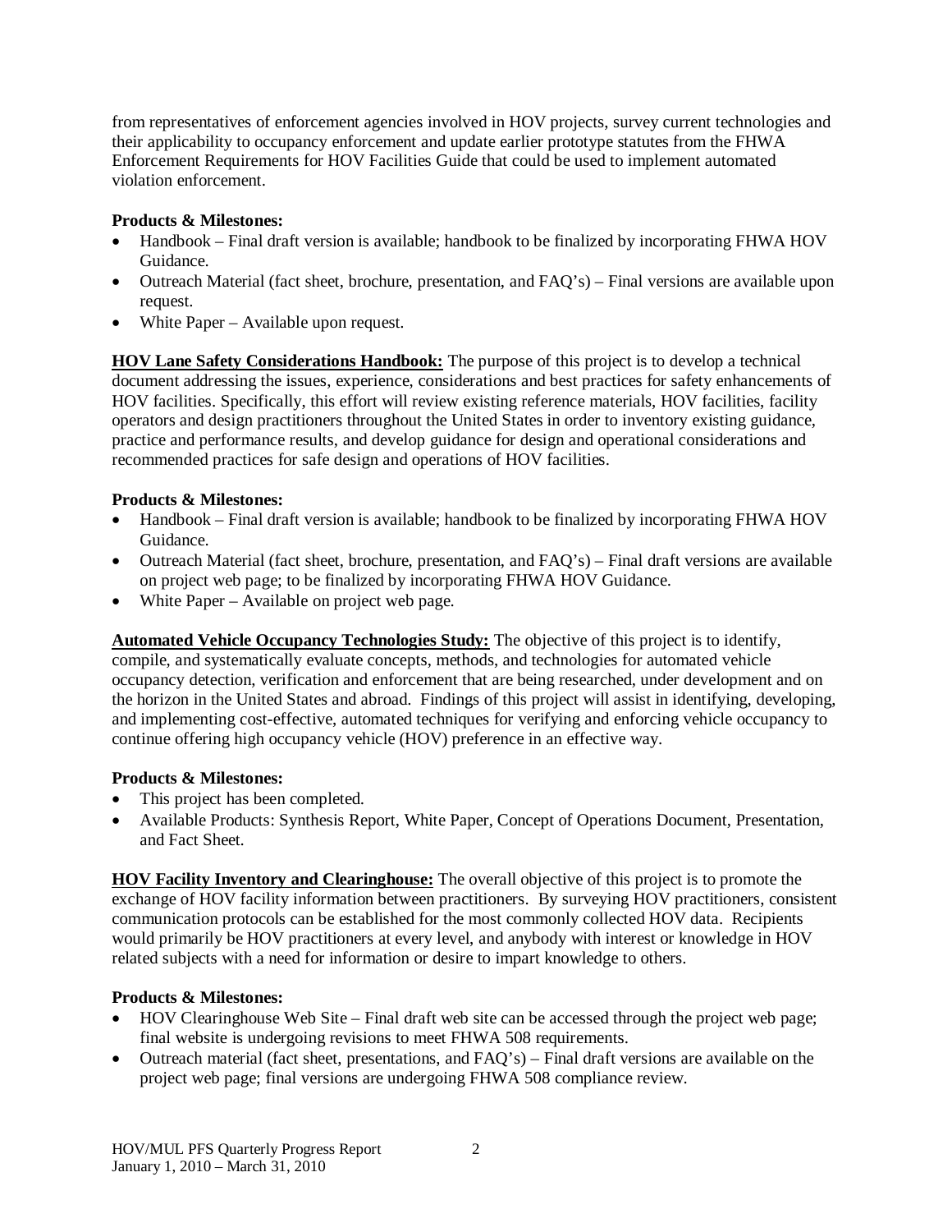from representatives of enforcement agencies involved in HOV projects, survey current technologies and their applicability to occupancy enforcement and update earlier prototype statutes from the FHWA Enforcement Requirements for HOV Facilities Guide that could be used to implement automated violation enforcement.

**Products & Milestones:**

- Handbook – Final draft version is available; handbook to be finalized by incorporating FHWA HOV Guidance.
- Outreach Material (fact sheet, brochure, presentation, and FAQ's) – Final versions are available upon request.
- White Paper – Available upon request.

**<u>HOV Lane Safety Considerations Handbook:</u>** The purpose of this project is to develop a technical document addressing the issues, experience, considerations and best practices for safety enhancements of HOV facilities. Specifically, this effort will review existing reference materials, HOV facilities, facility operators and design practitioners throughout the United States in order to inventory existing guidance, practice and performance results, and develop guidance for design and operational considerations and recommended practices for safe design and operations of HOV facilities.

**Products & Milestones:**

- Handbook – Final draft version is available; handbook to be finalized by incorporating FHWA HOV Guidance.
- Outreach Material (fact sheet, brochure, presentation, and FAQ's) – Final draft versions are available on project web page; to be finalized by incorporating FHWA HOV Guidance.
- White Paper – Available on project web page.

**<u>Automated Vehicle Occupancy Technologies Study:</u>** The objective of this project is to identify, compile, and systematically evaluate concepts, methods, and technologies for automated vehicle occupancy detection, verification and enforcement that are being researched, under development and on the horizon in the United States and abroad. Findings of this project will assist in identifying, developing, and implementing cost-effective, automated techniques for verifying and enforcing vehicle occupancy to continue offering high occupancy vehicle (HOV) preference in an effective way.

**Products & Milestones:**

- This project has been completed.
- Available Products: Synthesis Report, White Paper, Concept of Operations Document, Presentation, and Fact Sheet.

**<u>HOV Facility Inventory and Clearinghouse:</u>** The overall objective of this project is to promote the exchange of HOV facility information between practitioners. By surveying HOV practitioners, consistent communication protocols can be established for the most commonly collected HOV data. Recipients would primarily be HOV practitioners at every level, and anybody with interest or knowledge in HOV related subjects with a need for information or desire to impart knowledge to others.

**Products & Milestones:**

- HOV Clearinghouse Web Site – Final draft web site can be accessed through the project web page; final website is undergoing revisions to meet FHWA 508 requirements.
- Outreach material (fact sheet, presentations, and FAQ's) – Final draft versions are available on the project web page; final versions are undergoing FHWA 508 compliance review.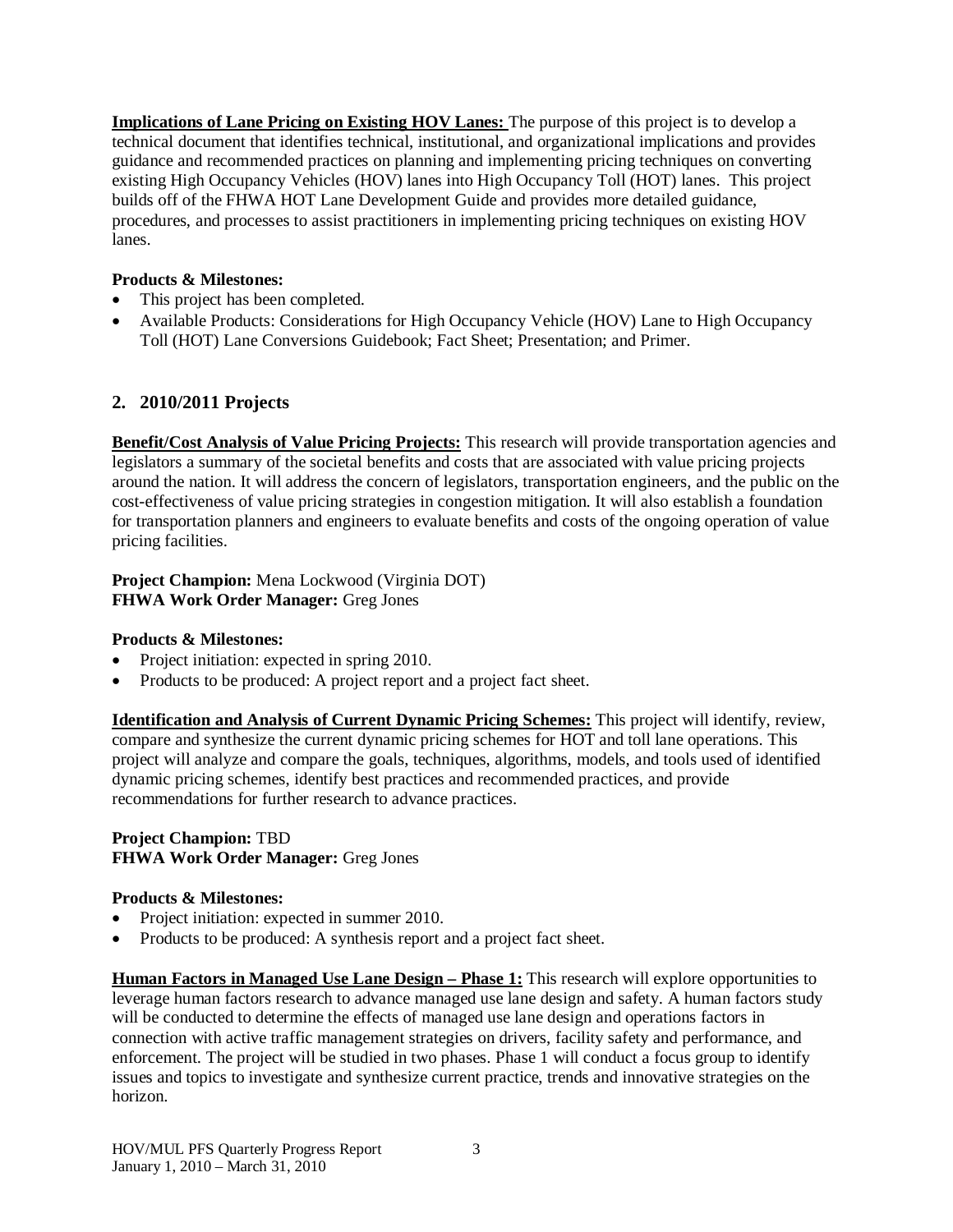**Implications of Lane Pricing on Existing HOV Lanes:** The purpose of this project is to develop a technical document that identifies technical, institutional, and organizational implications and provides guidance and recommended practices on planning and implementing pricing techniques on converting existing High Occupancy Vehicles (HOV) lanes into High Occupancy Toll (HOT) lanes. This project builds off of the FHWA HOT Lane Development Guide and provides more detailed guidance, procedures, and processes to assist practitioners in implementing pricing techniques on existing HOV lanes.

**Products & Milestones:**

- This project has been completed.
- Available Products: Considerations for High Occupancy Vehicle (HOV) Lane to High Occupancy Toll (HOT) Lane Conversions Guidebook; Fact Sheet; Presentation; and Primer.

## 2. 2010/2011 Projects

**Benefit/Cost Analysis of Value Pricing Projects:** This research will provide transportation agencies and legislators a summary of the societal benefits and costs that are associated with value pricing projects around the nation. It will address the concern of legislators, transportation engineers, and the public on the cost-effectiveness of value pricing strategies in congestion mitigation. It will also establish a foundation for transportation planners and engineers to evaluate benefits and costs of the ongoing operation of value pricing facilities.

**Project Champion:** Mena Lockwood (Virginia DOT)
**FHWA Work Order Manager:** Greg Jones

**Products & Milestones:**

- Project initiation: expected in spring 2010.
- Products to be produced: A project report and a project fact sheet.

**Identification and Analysis of Current Dynamic Pricing Schemes:** This project will identify, review, compare and synthesize the current dynamic pricing schemes for HOT and toll lane operations. This project will analyze and compare the goals, techniques, algorithms, models, and tools used of identified dynamic pricing schemes, identify best practices and recommended practices, and provide recommendations for further research to advance practices.

**Project Champion:** TBD
**FHWA Work Order Manager:** Greg Jones

**Products & Milestones:**

- Project initiation: expected in summer 2010.
- Products to be produced: A synthesis report and a project fact sheet.

**Human Factors in Managed Use Lane Design – Phase 1:** This research will explore opportunities to leverage human factors research to advance managed use lane design and safety. A human factors study will be conducted to determine the effects of managed use lane design and operations factors in connection with active traffic management strategies on drivers, facility safety and performance, and enforcement. The project will be studied in two phases. Phase 1 will conduct a focus group to identify issues and topics to investigate and synthesize current practice, trends and innovative strategies on the horizon.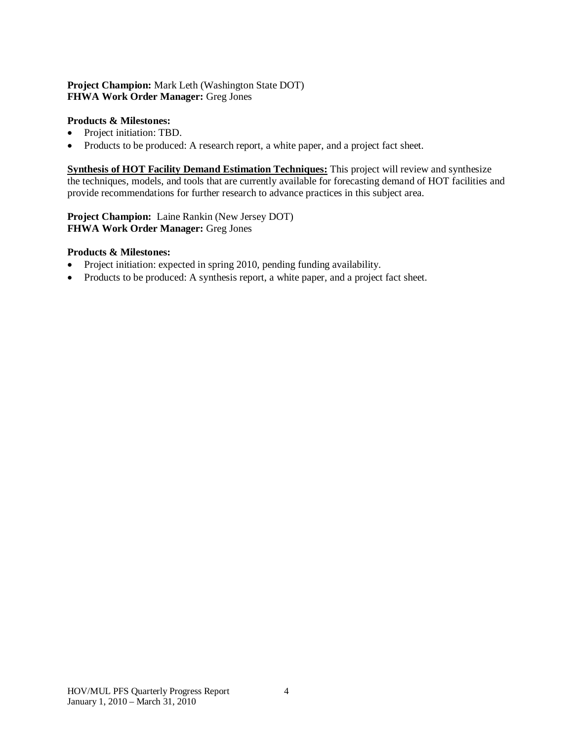**Project Champion:** Mark Leth (Washington State DOT)
**FHWA Work Order Manager:** Greg Jones

**Products & Milestones:**

- Project initiation: TBD.
- Products to be produced: A research report, a white paper, and a project fact sheet.

**Synthesis of HOT Facility Demand Estimation Techniques:** This project will review and synthesize the techniques, models, and tools that are currently available for forecasting demand of HOT facilities and provide recommendations for further research to advance practices in this subject area.

**Project Champion:** Laine Rankin (New Jersey DOT)
**FHWA Work Order Manager:** Greg Jones

**Products & Milestones:**

- Project initiation: expected in spring 2010, pending funding availability.
- Products to be produced: A synthesis report, a white paper, and a project fact sheet.